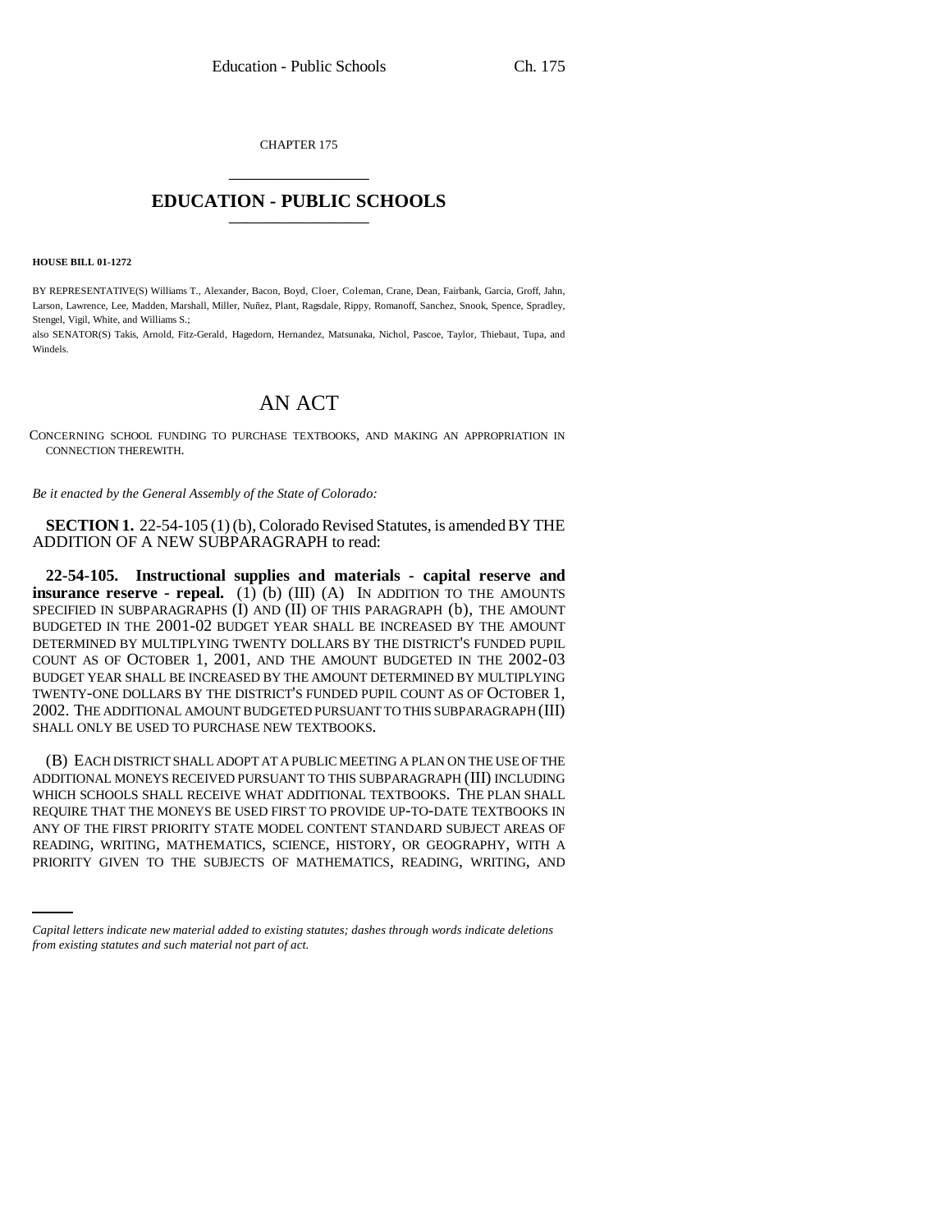CHAPTER 175

# EDUCATION - PUBLIC SCHOOLS

**HOUSE BILL 01-1272**

BY REPRESENTATIVE(S) Williams T., Alexander, Bacon, Boyd, Cloer, Coleman, Crane, Dean, Fairbank, Garcia, Groff, Jahn, Larson, Lawrence, Lee, Madden, Marshall, Miller, Nuñez, Plant, Ragsdale, Rippy, Romanoff, Sanchez, Snook, Spence, Spradley, Stengel, Vigil, White, and Williams S.;

also SENATOR(S) Takis, Arnold, Fitz-Gerald, Hagedorn, Hernandez, Matsunaka, Nichol, Pascoe, Taylor, Thiebaut, Tupa, and Windels.

# AN ACT

CONCERNING SCHOOL FUNDING TO PURCHASE TEXTBOOKS, AND MAKING AN APPROPRIATION IN CONNECTION THEREWITH.

*Be it enacted by the General Assembly of the State of Colorado:*

**SECTION 1.** 22-54-105 (1) (b), Colorado Revised Statutes, is amended BY THE ADDITION OF A NEW SUBPARAGRAPH to read:

**22-54-105. Instructional supplies and materials - capital reserve and insurance reserve - repeal.** (1) (b) (III) (A) IN ADDITION TO THE AMOUNTS SPECIFIED IN SUBPARAGRAPHS (I) AND (II) OF THIS PARAGRAPH (b), THE AMOUNT BUDGETED IN THE 2001-02 BUDGET YEAR SHALL BE INCREASED BY THE AMOUNT DETERMINED BY MULTIPLYING TWENTY DOLLARS BY THE DISTRICT'S FUNDED PUPIL COUNT AS OF OCTOBER 1, 2001, AND THE AMOUNT BUDGETED IN THE 2002-03 BUDGET YEAR SHALL BE INCREASED BY THE AMOUNT DETERMINED BY MULTIPLYING TWENTY-ONE DOLLARS BY THE DISTRICT'S FUNDED PUPIL COUNT AS OF OCTOBER 1, 2002. THE ADDITIONAL AMOUNT BUDGETED PURSUANT TO THIS SUBPARAGRAPH (III) SHALL ONLY BE USED TO PURCHASE NEW TEXTBOOKS.

(B) EACH DISTRICT SHALL ADOPT AT A PUBLIC MEETING A PLAN ON THE USE OF THE ADDITIONAL MONEYS RECEIVED PURSUANT TO THIS SUBPARAGRAPH (III) INCLUDING WHICH SCHOOLS SHALL RECEIVE WHAT ADDITIONAL TEXTBOOKS. THE PLAN SHALL REQUIRE THAT THE MONEYS BE USED FIRST TO PROVIDE UP-TO-DATE TEXTBOOKS IN ANY OF THE FIRST PRIORITY STATE MODEL CONTENT STANDARD SUBJECT AREAS OF READING, WRITING, MATHEMATICS, SCIENCE, HISTORY, OR GEOGRAPHY, WITH A PRIORITY GIVEN TO THE SUBJECTS OF MATHEMATICS, READING, WRITING, AND

*Capital letters indicate new material added to existing statutes; dashes through words indicate deletions from existing statutes and such material not part of act.*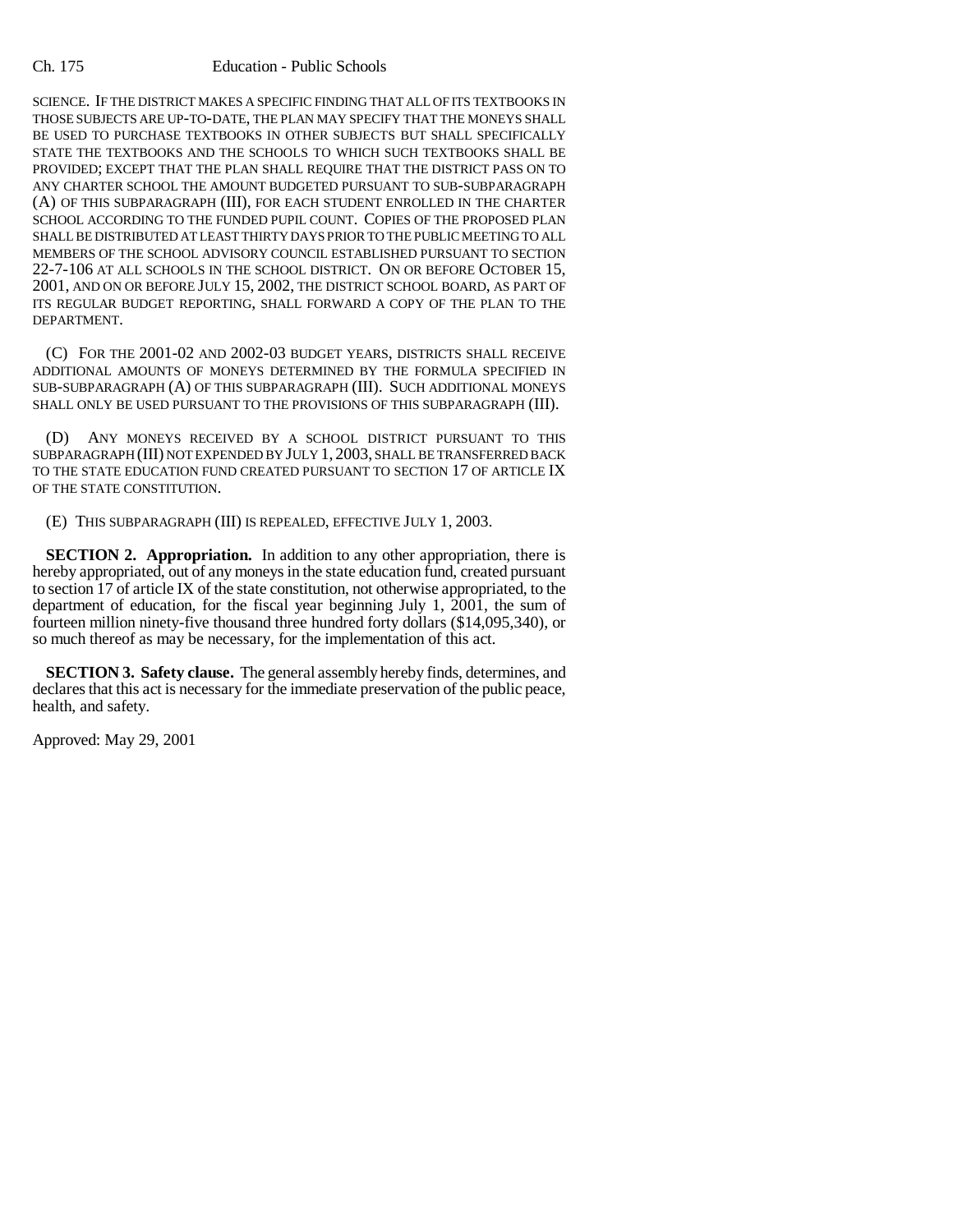SCIENCE. IF THE DISTRICT MAKES A SPECIFIC FINDING THAT ALL OF ITS TEXTBOOKS IN THOSE SUBJECTS ARE UP-TO-DATE, THE PLAN MAY SPECIFY THAT THE MONEYS SHALL BE USED TO PURCHASE TEXTBOOKS IN OTHER SUBJECTS BUT SHALL SPECIFICALLY STATE THE TEXTBOOKS AND THE SCHOOLS TO WHICH SUCH TEXTBOOKS SHALL BE PROVIDED; EXCEPT THAT THE PLAN SHALL REQUIRE THAT THE DISTRICT PASS ON TO ANY CHARTER SCHOOL THE AMOUNT BUDGETED PURSUANT TO SUB-SUBPARAGRAPH (A) OF THIS SUBPARAGRAPH (III), FOR EACH STUDENT ENROLLED IN THE CHARTER SCHOOL ACCORDING TO THE FUNDED PUPIL COUNT. COPIES OF THE PROPOSED PLAN SHALL BE DISTRIBUTED AT LEAST THIRTY DAYS PRIOR TO THE PUBLIC MEETING TO ALL MEMBERS OF THE SCHOOL ADVISORY COUNCIL ESTABLISHED PURSUANT TO SECTION 22-7-106 AT ALL SCHOOLS IN THE SCHOOL DISTRICT. ON OR BEFORE OCTOBER 15, 2001, AND ON OR BEFORE JULY 15, 2002, THE DISTRICT SCHOOL BOARD, AS PART OF ITS REGULAR BUDGET REPORTING, SHALL FORWARD A COPY OF THE PLAN TO THE DEPARTMENT.

(C) FOR THE 2001-02 AND 2002-03 BUDGET YEARS, DISTRICTS SHALL RECEIVE ADDITIONAL AMOUNTS OF MONEYS DETERMINED BY THE FORMULA SPECIFIED IN SUB-SUBPARAGRAPH (A) OF THIS SUBPARAGRAPH (III). SUCH ADDITIONAL MONEYS SHALL ONLY BE USED PURSUANT TO THE PROVISIONS OF THIS SUBPARAGRAPH (III).

(D) ANY MONEYS RECEIVED BY A SCHOOL DISTRICT PURSUANT TO THIS SUBPARAGRAPH (III) NOT EXPENDED BY JULY 1, 2003, SHALL BE TRANSFERRED BACK TO THE STATE EDUCATION FUND CREATED PURSUANT TO SECTION 17 OF ARTICLE IX OF THE STATE CONSTITUTION.

(E) THIS SUBPARAGRAPH (III) IS REPEALED, EFFECTIVE JULY 1, 2003.

**SECTION 2. Appropriation.** In addition to any other appropriation, there is hereby appropriated, out of any moneys in the state education fund, created pursuant to section 17 of article IX of the state constitution, not otherwise appropriated, to the department of education, for the fiscal year beginning July 1, 2001, the sum of fourteen million ninety-five thousand three hundred forty dollars ($14,095,340), or so much thereof as may be necessary, for the implementation of this act.

**SECTION 3. Safety clause.** The general assembly hereby finds, determines, and declares that this act is necessary for the immediate preservation of the public peace, health, and safety.

Approved: May 29, 2001